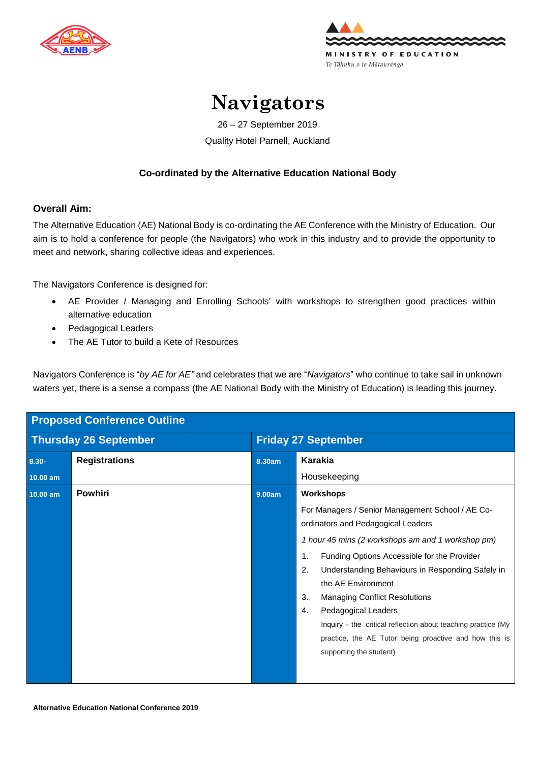MINISTRY OF EDUCATION
Te Tāhuhu o te Mātauranga

# Navigators

26 – 27 September 2019

Quality Hotel Parnell, Auckland

**Co-ordinated by the Alternative Education National Body**

**Overall Aim:**

The Alternative Education (AE) National Body is co-ordinating the AE Conference with the Ministry of Education. Our aim is to hold a conference for people (the Navigators) who work in this industry and to provide the opportunity to meet and network, sharing collective ideas and experiences.

The Navigators Conference is designed for:

- AE Provider / Managing and Enrolling Schools' with workshops to strengthen good practices within alternative education
- Pedagogical Leaders
- The AE Tutor to build a Kete of Resources

Navigators Conference is "*by AE for AE"* and celebrates that we are "*Navigators*" who continue to take sail in unknown waters yet, there is a sense a compass (the AE National Body with the Ministry of Education) is leading this journey.

| **Proposed Conference Outline** | | | |
|---|---|---|---|
| **Thursday 26 September** | | **Friday 27 September** | |
| **8.30- 10.00 am** | **Registrations** | **8.30am** | **Karakia**<br>Housekeeping |
| **10.00 am** | **Powhiri** | **9.00am** | **Workshops**<br>For Managers / Senior Management School / AE Co-ordinators and Pedagogical Leaders<br>*1 hour 45 mins (2 workshops am and 1 workshop pm)*<br>1. Funding Options Accessible for the Provider<br>2. Understanding Behaviours in Responding Safely in the AE Environment<br>3. Managing Conflict Resolutions<br>4. Pedagogical Leaders<br>Inquiry – the critical reflection about teaching practice (My practice, the AE Tutor being proactive and how this is supporting the student) |

Alternative Education National Conference 2019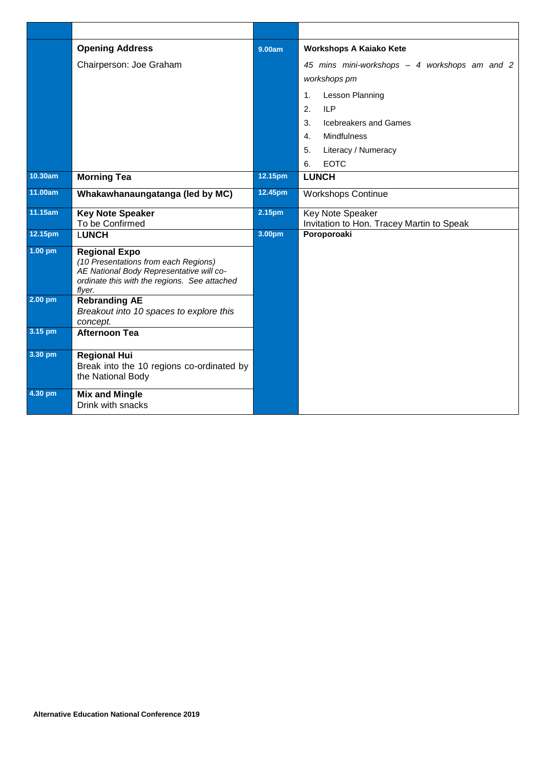| | | | |
|---|---|---|---|
| | **Opening Address**<br>Chairperson: Joe Graham | 9.00am | **Workshops A Kaiako Kete**<br>*45 mins mini-workshops – 4 workshops am and 2 workshops pm*<br>1. Lesson Planning<br>2. ILP<br>3. Icebreakers and Games<br>4. Mindfulness<br>5. Literacy / Numeracy<br>6. EOTC |
| 10.30am | **Morning Tea** | 12.15pm | **LUNCH** |
| 11.00am | **Whakawhanaungatanga (led by MC)** | 12.45pm | Workshops Continue |
| 11.15am | **Key Note Speaker**<br>To be Confirmed | 2.15pm | Key Note Speaker<br>Invitation to Hon. Tracey Martin to Speak |
| 12.15pm | **LUNCH** | 3.00pm | **Poroporoaki** |
| 1.00 pm | **Regional Expo**<br>*(10 Presentations from each Regions)*<br>*AE National Body Representative will co-ordinate this with the regions. See attached flyer.* | | |
| 2.00 pm | **Rebranding AE**<br>*Breakout into 10 spaces to explore this concept.* | | |
| 3.15 pm | **Afternoon Tea** | | |
| 3.30 pm | **Regional Hui**<br>Break into the 10 regions co-ordinated by the National Body | | |
| 4.30 pm | **Mix and Mingle**<br>Drink with snacks | | |